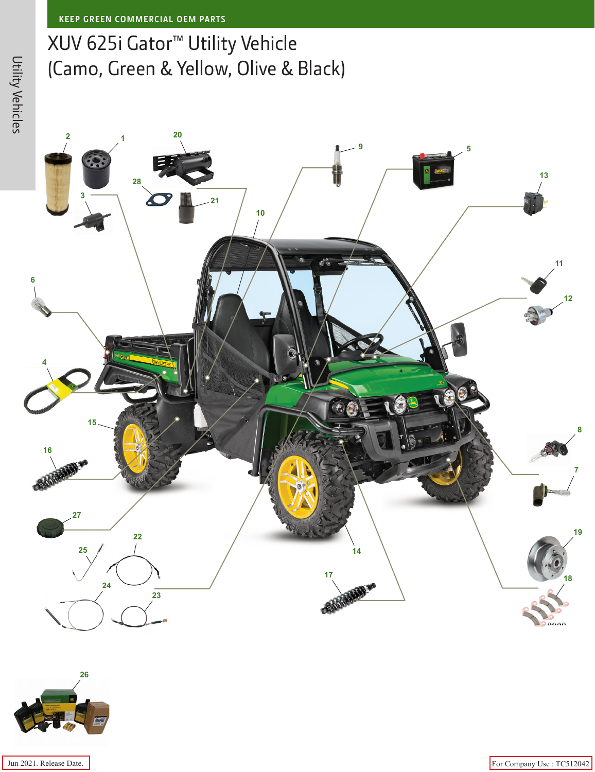KEEP GREEN COMMERCIAL OEM PARTS

# XUV 625i Gator™ Utility Vehicle (Camo, Green & Yellow, Olive & Black)

Utility Vehicles

2 1 20 9 5 13 28 21 3 10 11 6 12 4 15 16 8 7 27 19 22 25 14 18 24 23 17 26

Jun 2021. Release Date.

For Company Use : TC512042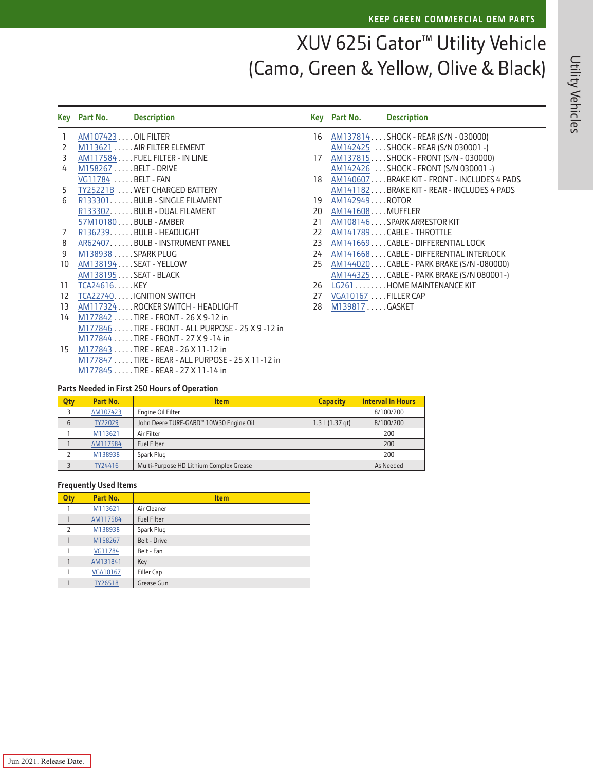# XUV 625i Gator™ Utility Vehicle (Camo, Green & Yellow, Olive & Black)

| Key | Part No. | Description |
|---|---|---|
| 1 | AM107423 | OIL FILTER |
| 2 | M113621 | AIR FILTER ELEMENT |
| 3 | AM117584 | FUEL FILTER - IN LINE |
| 4 | M158267 | BELT - DRIVE |
| | VG11784 | BELT - FAN |
| 5 | TY25221B | WET CHARGED BATTERY |
| 6 | R133301 | BULB - SINGLE FILAMENT |
| | R133302 | BULB - DUAL FILAMENT |
| | 57M10180 | BULB - AMBER |
| 7 | R136239 | BULB - HEADLIGHT |
| 8 | AR62407 | BULB - INSTRUMENT PANEL |
| 9 | M138938 | SPARK PLUG |
| 10 | AM138194 | SEAT - YELLOW |
| | AM138195 | SEAT - BLACK |
| 11 | TCA24616 | KEY |
| 12 | TCA22740 | IGNITION SWITCH |
| 13 | AM117324 | ROCKER SWITCH - HEADLIGHT |
| 14 | M177842 | TIRE - FRONT - 26 X 9-12 in |
| | M177846 | TIRE - FRONT - ALL PURPOSE - 25 X 9 -12 in |
| | M177844 | TIRE - FRONT - 27 X 9 -14 in |
| 15 | M177843 | TIRE - REAR - 26 X 11-12 in |
| | M177847 | TIRE - REAR - ALL PURPOSE - 25 X 11-12 in |
| | M177845 | TIRE - REAR - 27 X 11-14 in |
| 16 | AM137814 | SHOCK - REAR (S/N - 030000) |
| | AM142425 | SHOCK - REAR (S/N 030001 -) |
| 17 | AM137815 | SHOCK - FRONT (S/N - 030000) |
| | AM142426 | SHOCK - FRONT (S/N 030001 -) |
| 18 | AM140607 | BRAKE KIT - FRONT - INCLUDES 4 PADS |
| | AM141182 | BRAKE KIT - REAR - INCLUDES 4 PADS |
| 19 | AM142949 | ROTOR |
| 20 | AM141608 | MUFFLER |
| 21 | AM108146 | SPARK ARRESTOR KIT |
| 22 | AM141789 | CABLE - THROTTLE |
| 23 | AM141669 | CABLE - DIFFERENTIAL LOCK |
| 24 | AM141668 | CABLE - DIFFERENTIAL INTERLOCK |
| 25 | AM144020 | CABLE - PARK BRAKE (S/N -080000) |
| | AM144325 | CABLE - PARK BRAKE (S/N 080001-) |
| 26 | LG261 | HOME MAINTENANCE KIT |
| 27 | VGA10167 | FILLER CAP |
| 28 | M139817 | GASKET |

### Parts Needed in First 250 Hours of Operation

| Qty | Part No. | Item | Capacity | Interval In Hours |
|---|---|---|---|---|
| 3 | AM107423 | Engine Oil Filter | | 8/100/200 |
| 6 | TY22029 | John Deere TURF-GARD™ 10W30 Engine Oil | 1.3 L (1.37 qt) | 8/100/200 |
| 1 | M113621 | Air Filter | | 200 |
| 1 | AM117584 | Fuel Filter | | 200 |
| 2 | M138938 | Spark Plug | | 200 |
| 3 | TY24416 | Multi-Purpose HD Lithium Complex Grease | | As Needed |

### Frequently Used Items

| Qty | Part No. | Item |
|---|---|---|
| 1 | M113621 | Air Cleaner |
| 1 | AM117584 | Fuel Filter |
| 2 | M138938 | Spark Plug |
| 1 | M158267 | Belt - Drive |
| 1 | VG11784 | Belt - Fan |
| 1 | AM131841 | Key |
| 1 | VGA10167 | Filler Cap |
| 1 | TY26518 | Grease Gun |

Jun 2021. Release Date.